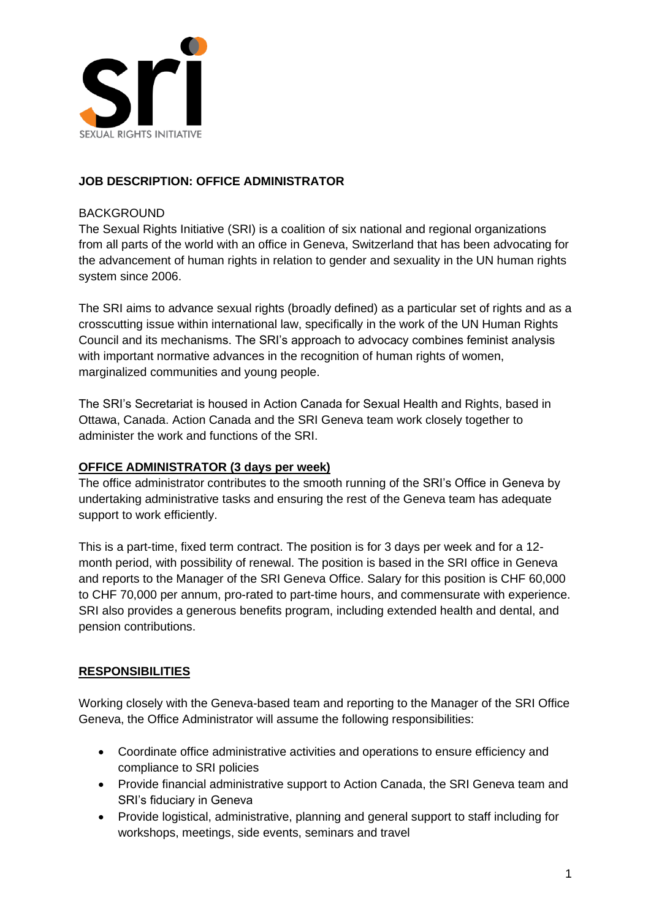# JOB DESCRIPTION: OFFICE ADMINISTRATOR

BACKGROUND

The Sexual Rights Initiative (SRI) is a coalition of six national and regional organizations from all parts of the world with an office in Geneva, Switzerland that has been advocating for the advancement of human rights in relation to gender and sexuality in the UN human rights system since 2006.

The SRI aims to advance sexual rights (broadly defined) as a particular set of rights and as a crosscutting issue within international law, specifically in the work of the UN Human Rights Council and its mechanisms. The SRI's approach to advocacy combines feminist analysis with important normative advances in the recognition of human rights of women, marginalized communities and young people.

The SRI's Secretariat is housed in Action Canada for Sexual Health and Rights, based in Ottawa, Canada. Action Canada and the SRI Geneva team work closely together to administer the work and functions of the SRI.

## OFFICE ADMINISTRATOR (3 days per week)

The office administrator contributes to the smooth running of the SRI's Office in Geneva by undertaking administrative tasks and ensuring the rest of the Geneva team has adequate support to work efficiently.

This is a part-time, fixed term contract. The position is for 3 days per week and for a 12-month period, with possibility of renewal. The position is based in the SRI office in Geneva and reports to the Manager of the SRI Geneva Office. Salary for this position is CHF 60,000 to CHF 70,000 per annum, pro-rated to part-time hours, and commensurate with experience. SRI also provides a generous benefits program, including extended health and dental, and pension contributions.

## RESPONSIBILITIES

Working closely with the Geneva-based team and reporting to the Manager of the SRI Office Geneva, the Office Administrator will assume the following responsibilities:

- Coordinate office administrative activities and operations to ensure efficiency and compliance to SRI policies
- Provide financial administrative support to Action Canada, the SRI Geneva team and SRI's fiduciary in Geneva
- Provide logistical, administrative, planning and general support to staff including for workshops, meetings, side events, seminars and travel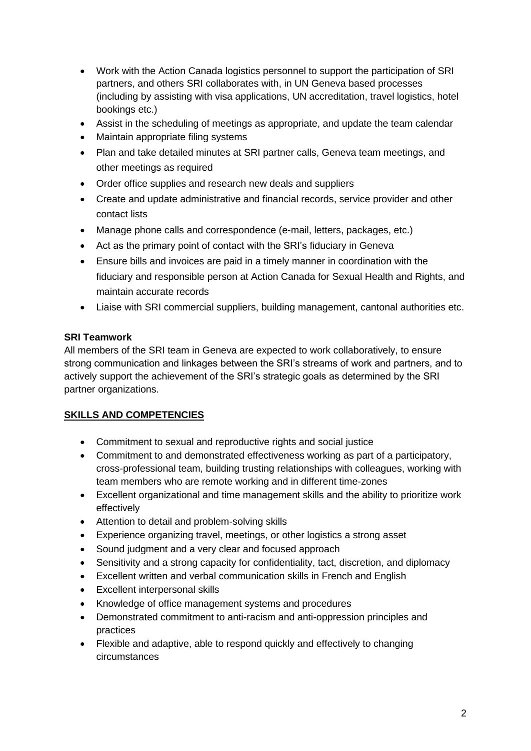- Work with the Action Canada logistics personnel to support the participation of SRI partners, and others SRI collaborates with, in UN Geneva based processes (including by assisting with visa applications, UN accreditation, travel logistics, hotel bookings etc.)
- Assist in the scheduling of meetings as appropriate, and update the team calendar
- Maintain appropriate filing systems
- Plan and take detailed minutes at SRI partner calls, Geneva team meetings, and other meetings as required
- Order office supplies and research new deals and suppliers
- Create and update administrative and financial records, service provider and other contact lists
- Manage phone calls and correspondence (e-mail, letters, packages, etc.)
- Act as the primary point of contact with the SRI's fiduciary in Geneva
- Ensure bills and invoices are paid in a timely manner in coordination with the fiduciary and responsible person at Action Canada for Sexual Health and Rights, and maintain accurate records
- Liaise with SRI commercial suppliers, building management, cantonal authorities etc.

**SRI Teamwork**

All members of the SRI team in Geneva are expected to work collaboratively, to ensure strong communication and linkages between the SRI's streams of work and partners, and to actively support the achievement of the SRI's strategic goals as determined by the SRI partner organizations.

## SKILLS AND COMPETENCIES

- Commitment to sexual and reproductive rights and social justice
- Commitment to and demonstrated effectiveness working as part of a participatory, cross-professional team, building trusting relationships with colleagues, working with team members who are remote working and in different time-zones
- Excellent organizational and time management skills and the ability to prioritize work effectively
- Attention to detail and problem-solving skills
- Experience organizing travel, meetings, or other logistics a strong asset
- Sound judgment and a very clear and focused approach
- Sensitivity and a strong capacity for confidentiality, tact, discretion, and diplomacy
- Excellent written and verbal communication skills in French and English
- Excellent interpersonal skills
- Knowledge of office management systems and procedures
- Demonstrated commitment to anti-racism and anti-oppression principles and practices
- Flexible and adaptive, able to respond quickly and effectively to changing circumstances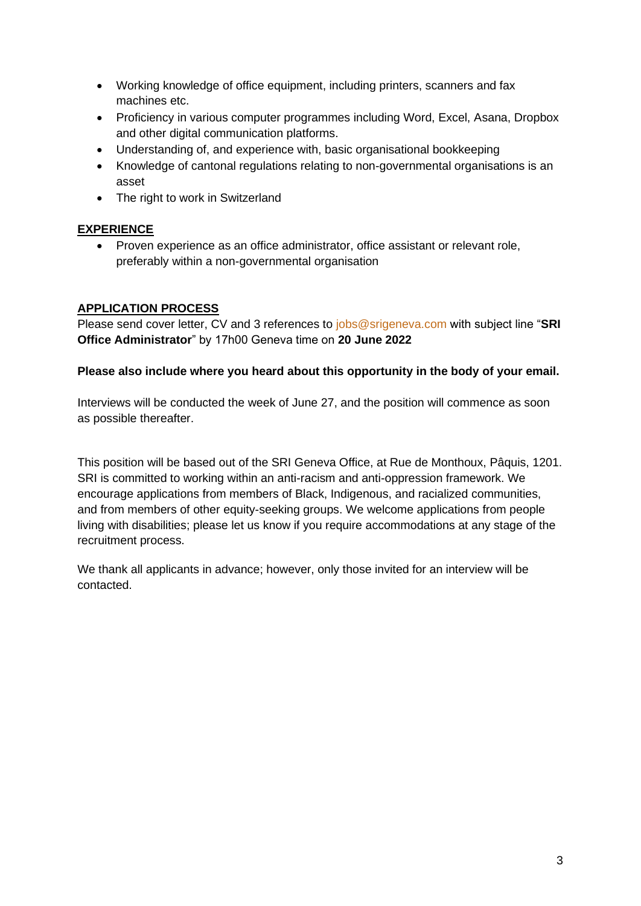- Working knowledge of office equipment, including printers, scanners and fax machines etc.
- Proficiency in various computer programmes including Word, Excel, Asana, Dropbox and other digital communication platforms.
- Understanding of, and experience with, basic organisational bookkeeping
- Knowledge of cantonal regulations relating to non-governmental organisations is an asset
- The right to work in Switzerland

## EXPERIENCE

- Proven experience as an office administrator, office assistant or relevant role, preferably within a non-governmental organisation

## APPLICATION PROCESS

Please send cover letter, CV and 3 references to jobs@srigeneva.com with subject line "**SRI Office Administrator**" by 17h00 Geneva time on **20 June 2022**

**Please also include where you heard about this opportunity in the body of your email.**

Interviews will be conducted the week of June 27, and the position will commence as soon as possible thereafter.

This position will be based out of the SRI Geneva Office, at Rue de Monthoux, Pâquis, 1201. SRI is committed to working within an anti-racism and anti-oppression framework. We encourage applications from members of Black, Indigenous, and racialized communities, and from members of other equity-seeking groups. We welcome applications from people living with disabilities; please let us know if you require accommodations at any stage of the recruitment process.

We thank all applicants in advance; however, only those invited for an interview will be contacted.